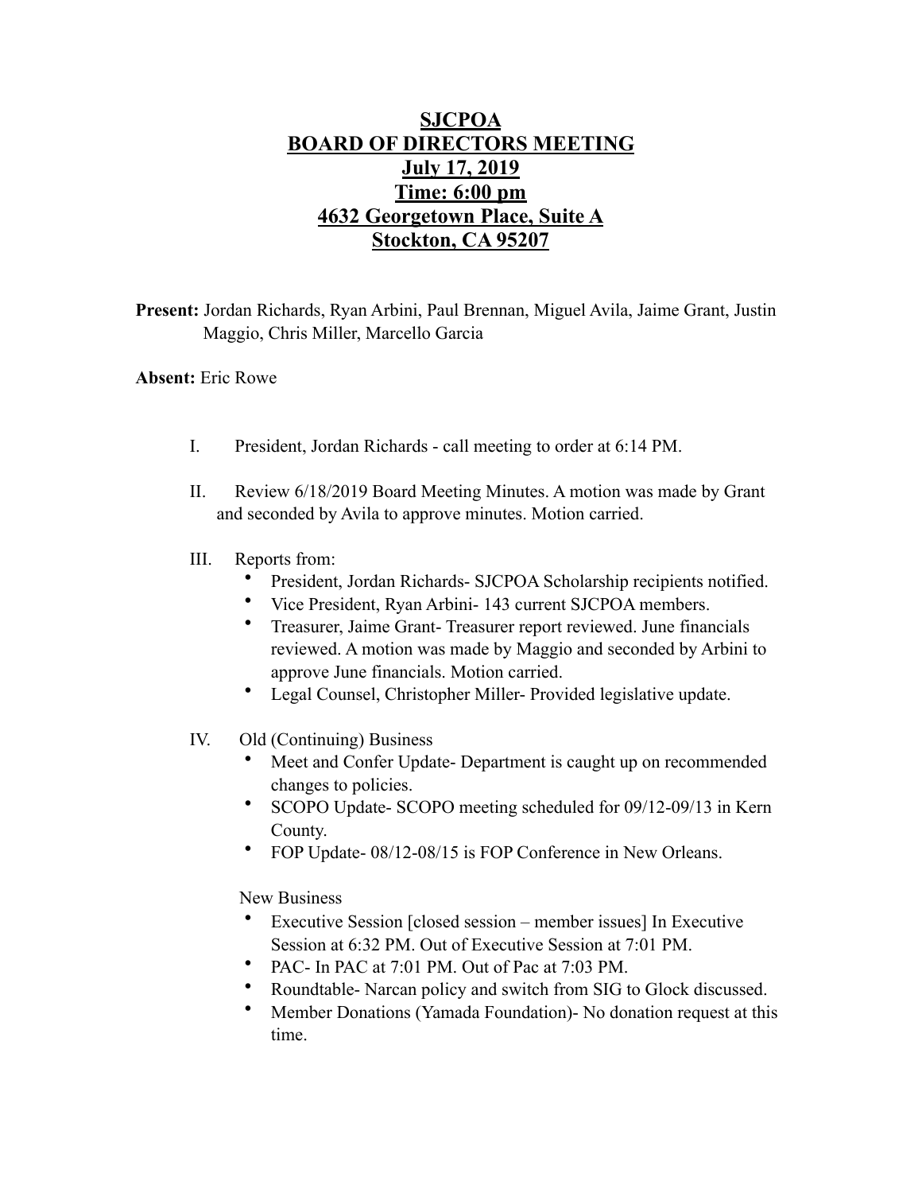# SJCPOA
# BOARD OF DIRECTORS MEETING
## July 17, 2019
## Time: 6:00 pm
## 4632 Georgetown Place, Suite A
## Stockton, CA 95207

**Present:** Jordan Richards, Ryan Arbini, Paul Brennan, Miguel Avila, Jaime Grant, Justin Maggio, Chris Miller, Marcello Garcia

**Absent:** Eric Rowe

I. President, Jordan Richards - call meeting to order at 6:14 PM.

II. Review 6/18/2019 Board Meeting Minutes. A motion was made by Grant and seconded by Avila to approve minutes. Motion carried.

III. Reports from:
- President, Jordan Richards- SJCPOA Scholarship recipients notified.
- Vice President, Ryan Arbini- 143 current SJCPOA members.
- Treasurer, Jaime Grant- Treasurer report reviewed. June financials reviewed. A motion was made by Maggio and seconded by Arbini to approve June financials. Motion carried.
- Legal Counsel, Christopher Miller- Provided legislative update.

IV. Old (Continuing) Business
- Meet and Confer Update- Department is caught up on recommended changes to policies.
- SCOPO Update- SCOPO meeting scheduled for 09/12-09/13 in Kern County.
- FOP Update- 08/12-08/15 is FOP Conference in New Orleans.

New Business
- Executive Session [closed session – member issues] In Executive Session at 6:32 PM. Out of Executive Session at 7:01 PM.
- PAC- In PAC at 7:01 PM. Out of Pac at 7:03 PM.
- Roundtable- Narcan policy and switch from SIG to Glock discussed.
- Member Donations (Yamada Foundation)- No donation request at this time.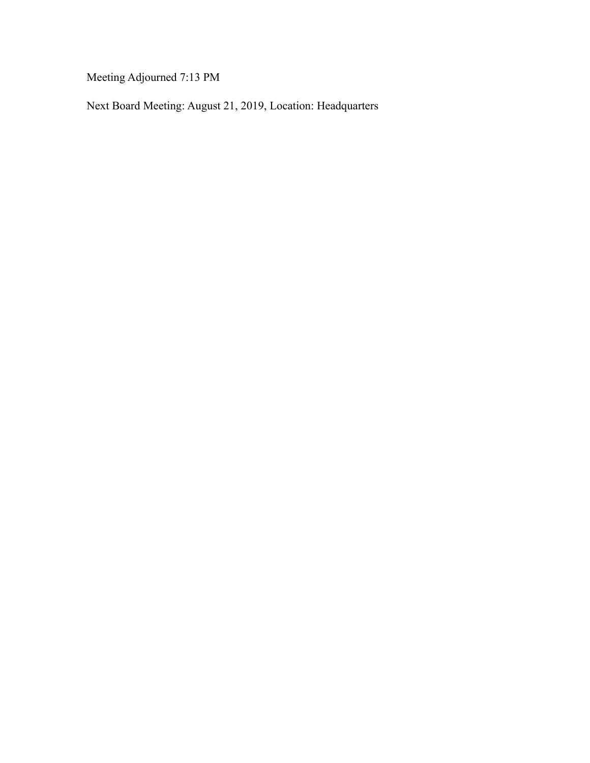Meeting Adjourned 7:13 PM

Next Board Meeting: August 21, 2019, Location: Headquarters